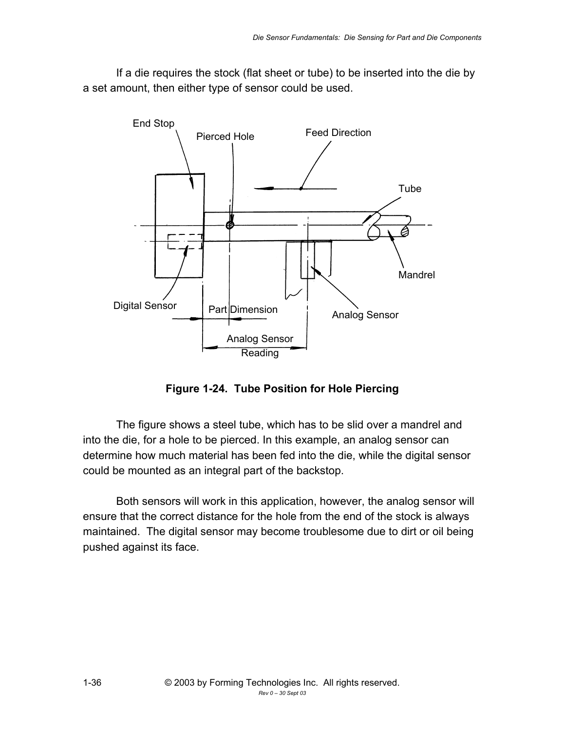If a die requires the stock (flat sheet or tube) to be inserted into the die by a set amount, then either type of sensor could be used.

**Figure 1-24. Tube Position for Hole Piercing**

The figure shows a steel tube, which has to be slid over a mandrel and into the die, for a hole to be pierced. In this example, an analog sensor can determine how much material has been fed into the die, while the digital sensor could be mounted as an integral part of the backstop.

Both sensors will work in this application, however, the analog sensor will ensure that the correct distance for the hole from the end of the stock is always maintained. The digital sensor may become troublesome due to dirt or oil being pushed against its face.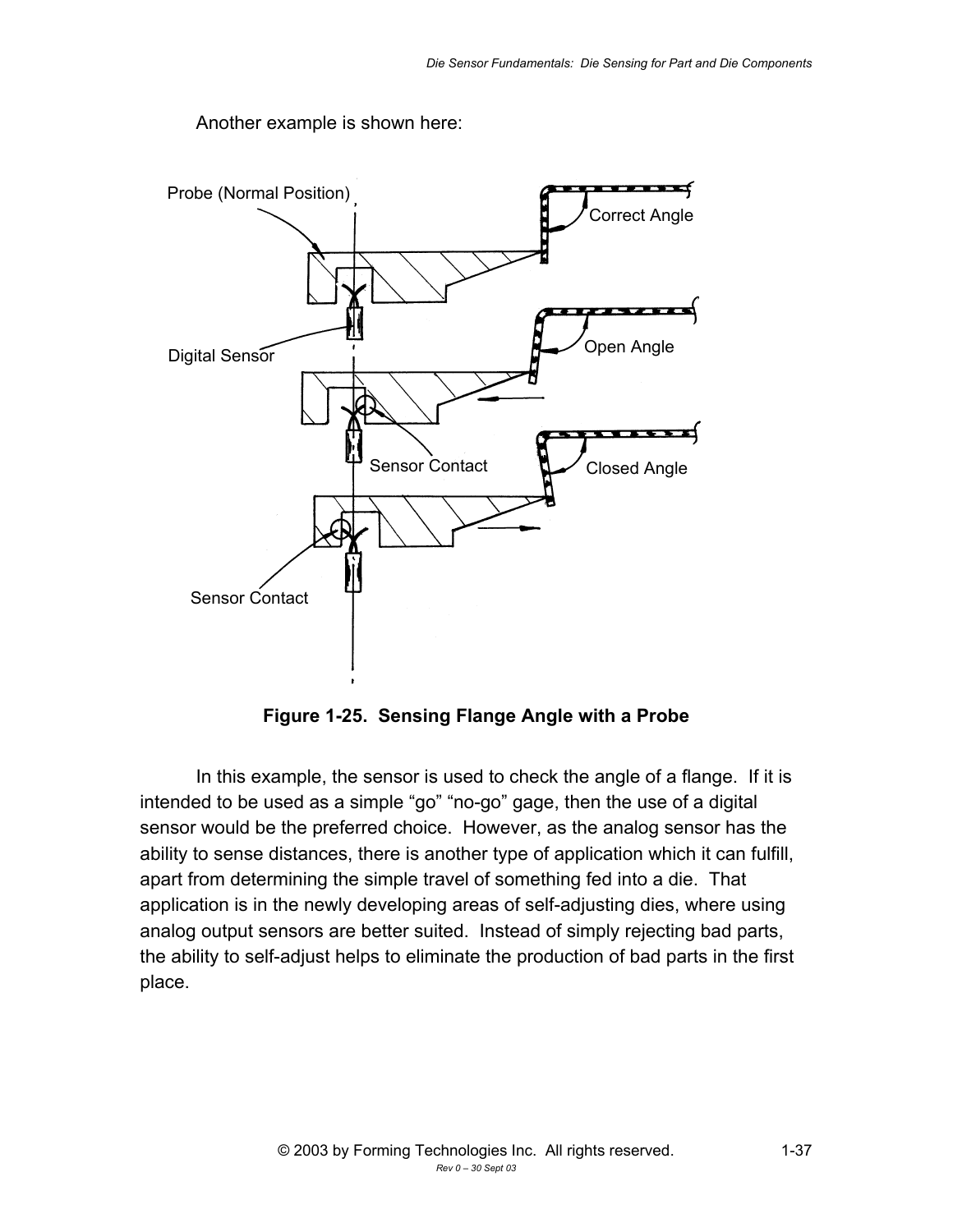Another example is shown here:

Probe (Normal Position)

Correct Angle

Digital Sensor

Open Angle

Sensor Contact

Closed Angle

Sensor Contact

**Figure 1-25. Sensing Flange Angle with a Probe**

In this example, the sensor is used to check the angle of a flange. If it is intended to be used as a simple “go” “no-go” gage, then the use of a digital sensor would be the preferred choice. However, as the analog sensor has the ability to sense distances, there is another type of application which it can fulfill, apart from determining the simple travel of something fed into a die. That application is in the newly developing areas of self-adjusting dies, where using analog output sensors are better suited. Instead of simply rejecting bad parts, the ability to self-adjust helps to eliminate the production of bad parts in the first place.